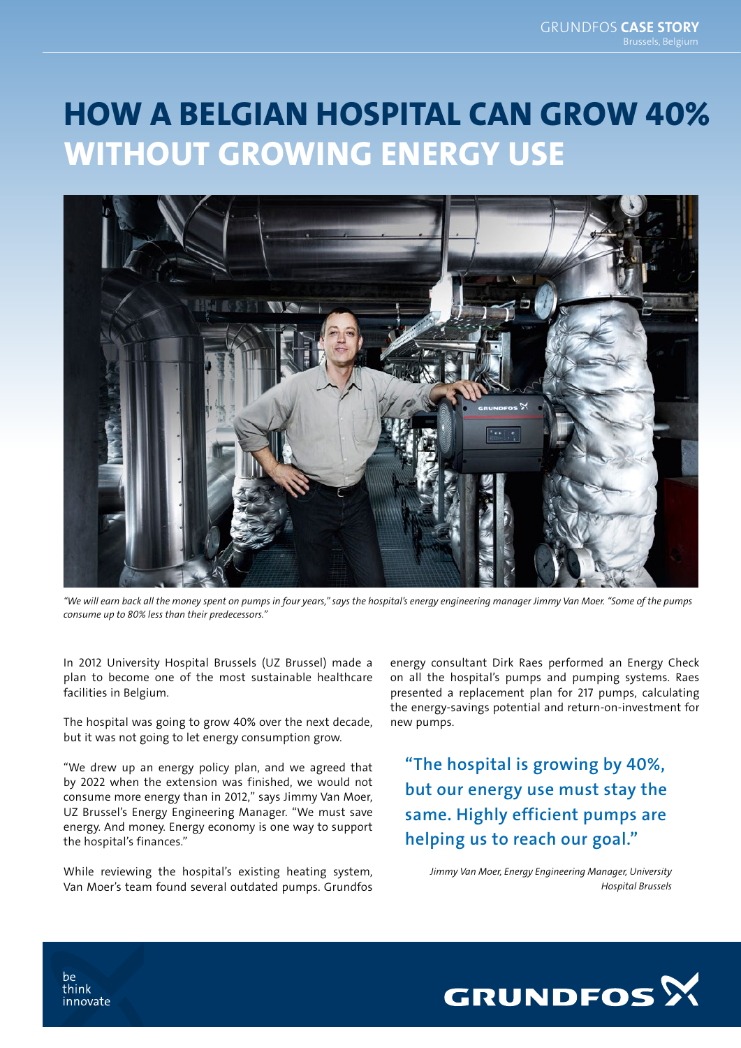# HOW A BELGIAN HOSPITAL CAN GROW 40% WITHOUT GROWING ENERGY USE

*"We will earn back all the money spent on pumps in four years," says the hospital's energy engineering manager Jimmy Van Moer. "Some of the pumps consume up to 80% less than their predecessors."*

In 2012 University Hospital Brussels (UZ Brussel) made a plan to become one of the most sustainable healthcare facilities in Belgium.

The hospital was going to grow 40% over the next decade, but it was not going to let energy consumption grow.

"We drew up an energy policy plan, and we agreed that by 2022 when the extension was finished, we would not consume more energy than in 2012," says Jimmy Van Moer, UZ Brussel's Energy Engineering Manager. "We must save energy. And money. Energy economy is one way to support the hospital's finances."

While reviewing the hospital's existing heating system, Van Moer's team found several outdated pumps. Grundfos energy consultant Dirk Raes performed an Energy Check on all the hospital's pumps and pumping systems. Raes presented a replacement plan for 217 pumps, calculating the energy-savings potential and return-on-investment for new pumps.

> **"The hospital is growing by 40%, but our energy use must stay the same. Highly efficient pumps are helping us to reach our goal."**
>
> *Jimmy Van Moer, Energy Engineering Manager, University Hospital Brussels*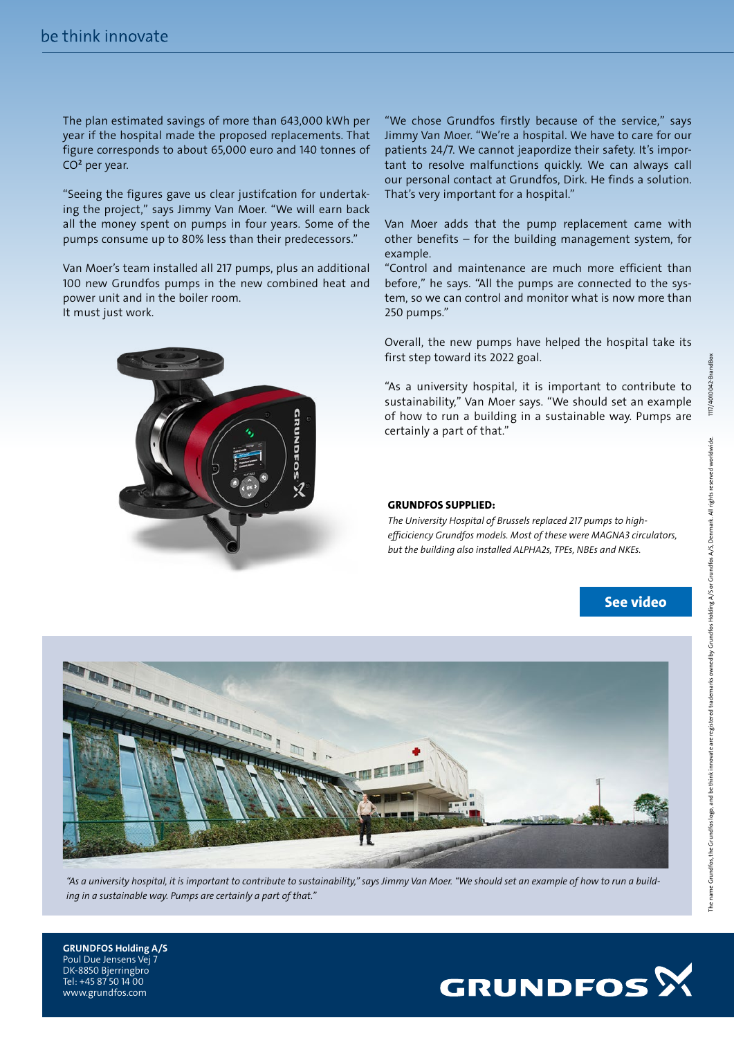The plan estimated savings of more than 643,000 kWh per year if the hospital made the proposed replacements. That figure corresponds to about 65,000 euro and 140 tonnes of $CO^2$ per year.

"Seeing the figures gave us clear justifcation for undertaking the project," says Jimmy Van Moer. "We will earn back all the money spent on pumps in four years. Some of the pumps consume up to 80% less than their predecessors."

Van Moer's team installed all 217 pumps, plus an additional 100 new Grundfos pumps in the new combined heat and power unit and in the boiler room.
It must just work.

"We chose Grundfos firstly because of the service," says Jimmy Van Moer. "We're a hospital. We have to care for our patients 24/7. We cannot jeapordize their safety. It's important to resolve malfunctions quickly. We can always call our personal contact at Grundfos, Dirk. He finds a solution. That's very important for a hospital."

Van Moer adds that the pump replacement came with other benefits – for the building management system, for example.
"Control and maintenance are much more efficient than before," he says. "All the pumps are connected to the system, so we can control and monitor what is now more than 250 pumps."

Overall, the new pumps have helped the hospital take its first step toward its 2022 goal.

"As a university hospital, it is important to contribute to sustainability," Van Moer says. "We should set an example of how to run a building in a sustainable way. Pumps are certainly a part of that."

**GRUNDFOS SUPPLIED:**

*The University Hospital of Brussels replaced 217 pumps to high-efficiciency Grundfos models. Most of these were MAGNA3 circulators, but the building also installed ALPHA2s, TPEs, NBEs and NKEs.*

**See video**

*"As a university hospital, it is important to contribute to sustainability," says Jimmy Van Moer. "We should set an example of how to run a building in a sustainable way. Pumps are certainly a part of that."*

**GRUNDFOS Holding A/S**
Poul Due Jensens Vej 7
DK-8850 Bjerringbro
Tel: +45 87 50 14 00
www.grundfos.com

The name Grundfos, the Grundfos logo, and be think innovate are registered trademarks owned by Grundfos Holding A/S or Grundfos A/S, Denmark. All rights reserved worldwide.

1117/4010042-BrandBox